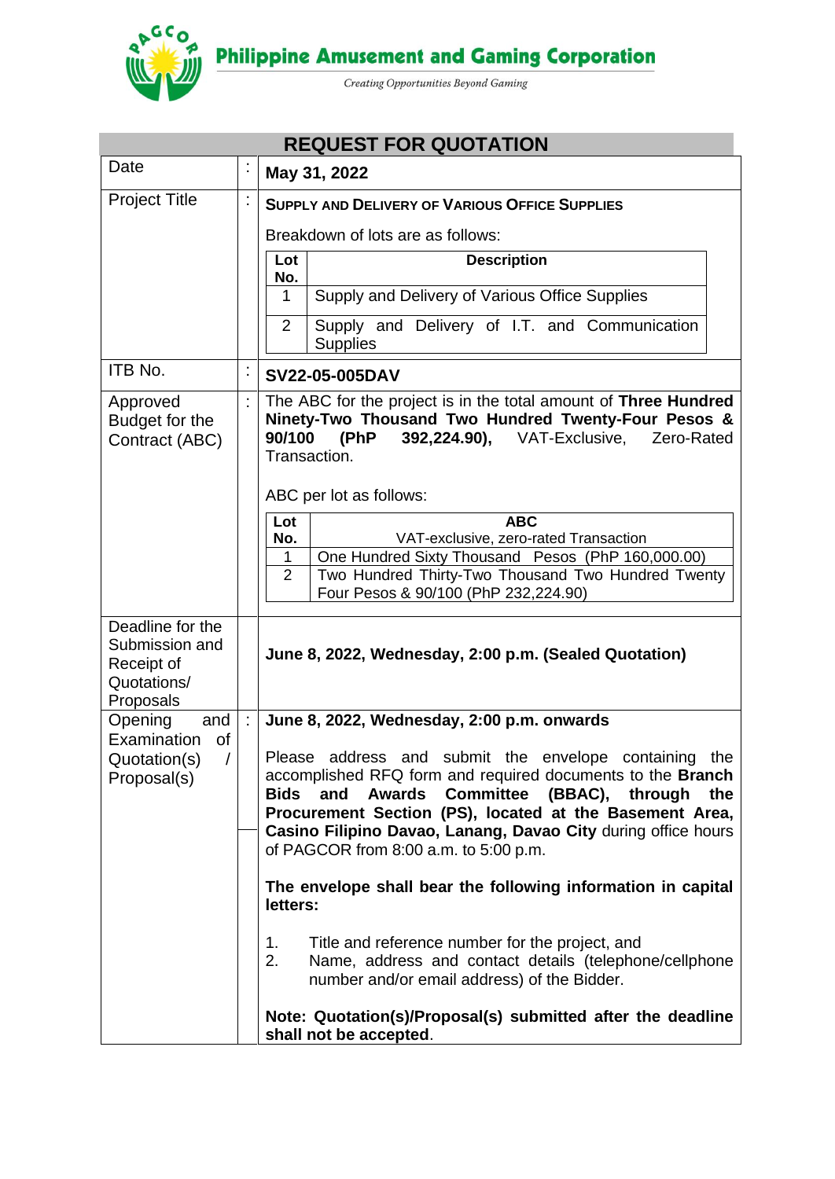**Philippine Amusement and Gaming Corporation**

*Creating Opportunities Beyond Gaming*

# REQUEST FOR QUOTATION

| | | |
|---|---|---|
| Date | : | **May 31, 2022** |
| Project Title | : | **SUPPLY AND DELIVERY OF VARIOUS OFFICE SUPPLIES**<br><br>Breakdown of lots are as follows:<br><br>**Lot No.** – **Description**<br>1 – Supply and Delivery of Various Office Supplies<br>2 – Supply and Delivery of I.T. and Communication Supplies |
| ITB No. | : | **SV22-05-005DAV** |
| Approved Budget for the Contract (ABC) | : | The ABC for the project is in the total amount of **Three Hundred Ninety-Two Thousand Two Hundred Twenty-Four Pesos & 90/100 (PhP 392,224.90),** VAT-Exclusive, Zero-Rated Transaction.<br><br>ABC per lot as follows:<br><br>**Lot No.** – **ABC** (VAT-exclusive, zero-rated Transaction)<br>1 – One Hundred Sixty Thousand Pesos (PhP 160,000.00)<br>2 – Two Hundred Thirty-Two Thousand Two Hundred Twenty Four Pesos & 90/100 (PhP 232,224.90) |
| Deadline for the Submission and Receipt of Quotations/ Proposals | | **June 8, 2022, Wednesday, 2:00 p.m. (Sealed Quotation)** |
| Opening and Examination of Quotation(s) / Proposal(s) | : | **June 8, 2022, Wednesday, 2:00 p.m. onwards**<br><br>Please address and submit the envelope containing the accomplished RFQ form and required documents to the **Branch Bids and Awards Committee (BBAC), through the Procurement Section (PS), located at the Basement Area, Casino Filipino Davao, Lanang, Davao City** during office hours of PAGCOR from 8:00 a.m. to 5:00 p.m.<br><br>**The envelope shall bear the following information in capital letters:**<br><br>1. Title and reference number for the project, and<br>2. Name, address and contact details (telephone/cellphone number and/or email address) of the Bidder.<br><br>**Note: Quotation(s)/Proposal(s) submitted after the deadline shall not be accepted**. |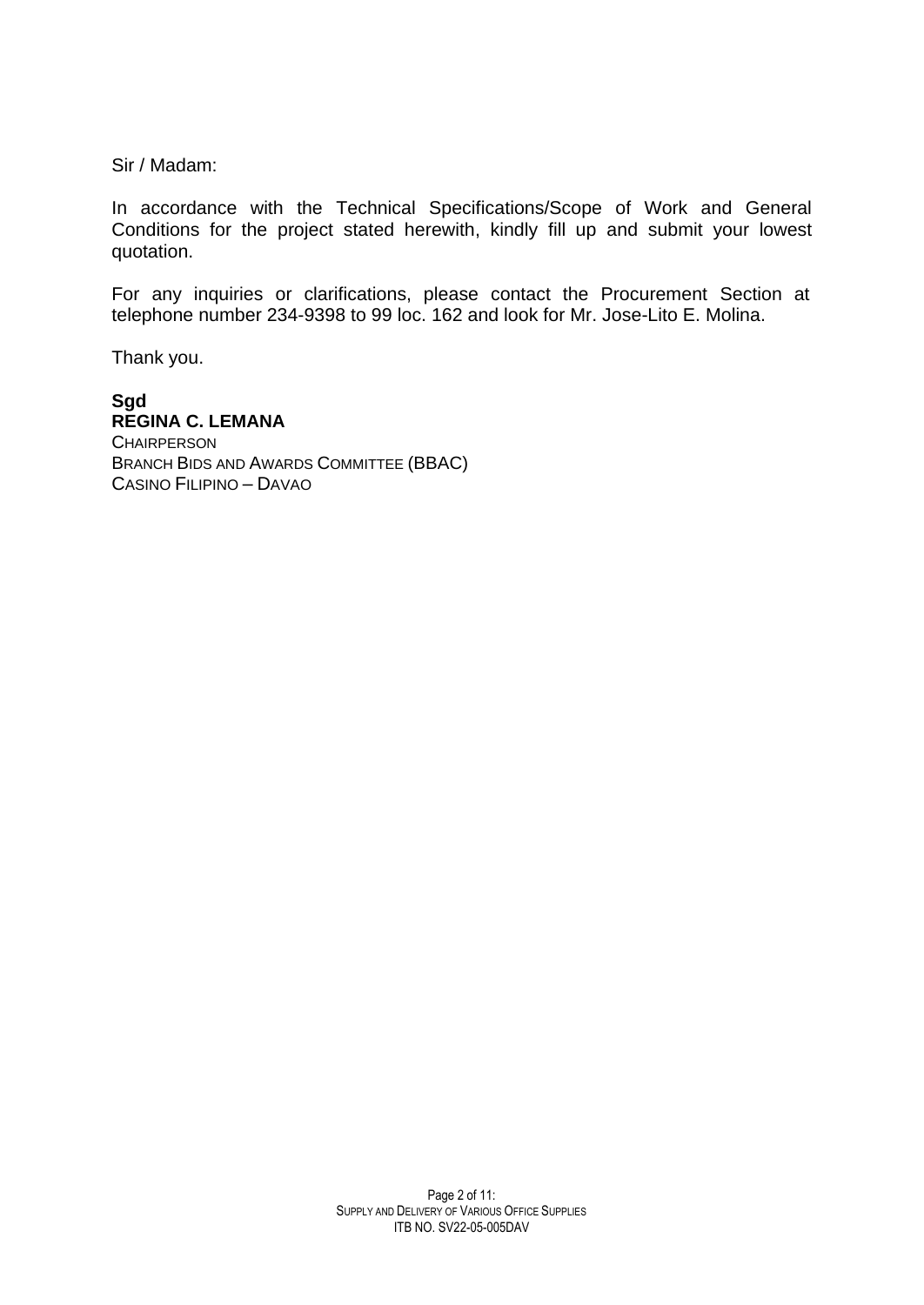Sir / Madam:

In accordance with the Technical Specifications/Scope of Work and General Conditions for the project stated herewith, kindly fill up and submit your lowest quotation.

For any inquiries or clarifications, please contact the Procurement Section at telephone number 234-9398 to 99 loc. 162 and look for Mr. Jose-Lito E. Molina.

Thank you.

**Sgd**
**REGINA C. LEMANA**
CHAIRPERSON
BRANCH BIDS AND AWARDS COMMITTEE (BBAC)
CASINO FILIPINO – DAVAO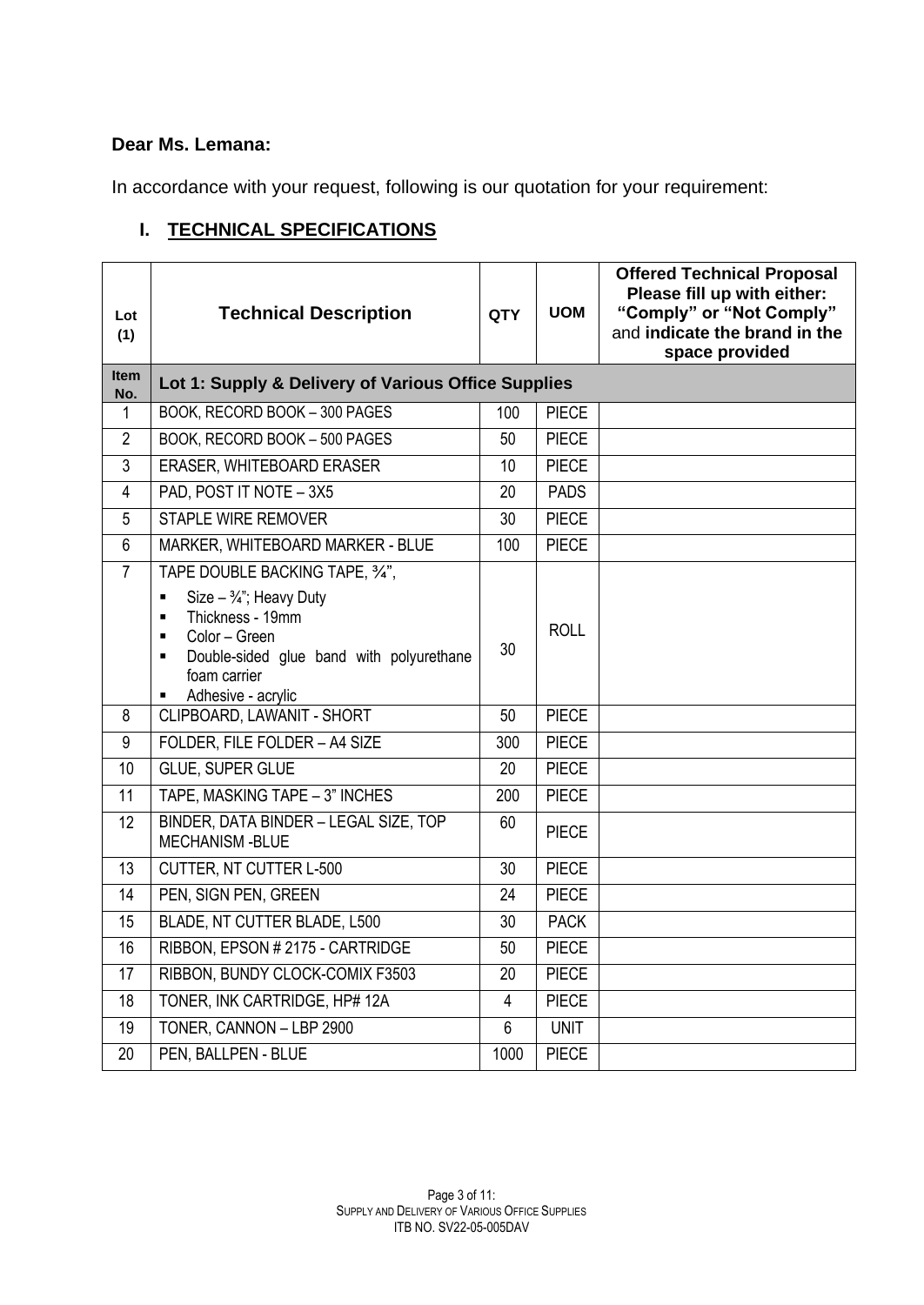**Dear Ms. Lemana:**

In accordance with your request, following is our quotation for your requirement:

## I. TECHNICAL SPECIFICATIONS

| Lot (1) | Technical Description | QTY | UOM | Offered Technical Proposal Please fill up with either: "Comply" or "Not Comply" and indicate the brand in the space provided |
|---|---|---|---|---|
| **Item No.** | **Lot 1: Supply & Delivery of Various Office Supplies** | | | |
| 1 | BOOK, RECORD BOOK – 300 PAGES | 100 | PIECE | |
| 2 | BOOK, RECORD BOOK – 500 PAGES | 50 | PIECE | |
| 3 | ERASER, WHITEBOARD ERASER | 10 | PIECE | |
| 4 | PAD, POST IT NOTE – 3X5 | 20 | PADS | |
| 5 | STAPLE WIRE REMOVER | 30 | PIECE | |
| 6 | MARKER, WHITEBOARD MARKER - BLUE | 100 | PIECE | |
| 7 | TAPE DOUBLE BACKING TAPE, ¾",<br>▪ Size – ¾"; Heavy Duty<br>▪ Thickness - 19mm<br>▪ Color – Green<br>▪ Double-sided glue band with polyurethane foam carrier<br>▪ Adhesive - acrylic | 30 | ROLL | |
| 8 | CLIPBOARD, LAWANIT - SHORT | 50 | PIECE | |
| 9 | FOLDER, FILE FOLDER – A4 SIZE | 300 | PIECE | |
| 10 | GLUE, SUPER GLUE | 20 | PIECE | |
| 11 | TAPE, MASKING TAPE – 3" INCHES | 200 | PIECE | |
| 12 | BINDER, DATA BINDER – LEGAL SIZE, TOP MECHANISM -BLUE | 60 | PIECE | |
| 13 | CUTTER, NT CUTTER L-500 | 30 | PIECE | |
| 14 | PEN, SIGN PEN, GREEN | 24 | PIECE | |
| 15 | BLADE, NT CUTTER BLADE, L500 | 30 | PACK | |
| 16 | RIBBON, EPSON # 2175 - CARTRIDGE | 50 | PIECE | |
| 17 | RIBBON, BUNDY CLOCK-COMIX F3503 | 20 | PIECE | |
| 18 | TONER, INK CARTRIDGE, HP# 12A | 4 | PIECE | |
| 19 | TONER, CANNON – LBP 2900 | 6 | UNIT | |
| 20 | PEN, BALLPEN - BLUE | 1000 | PIECE | |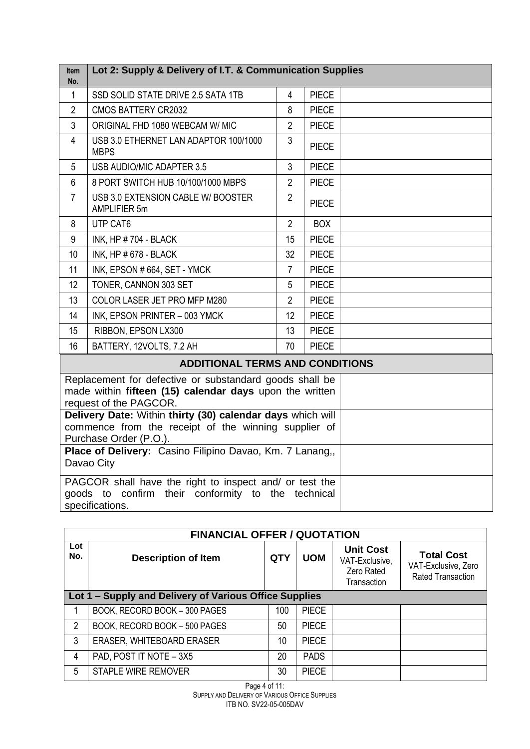| Item No. | Lot 2: Supply & Delivery of I.T. & Communication Supplies | | | |
|---|---|---|---|---|
| 1 | SSD SOLID STATE DRIVE 2.5 SATA 1TB | 4 | PIECE | |
| 2 | CMOS BATTERY CR2032 | 8 | PIECE | |
| 3 | ORIGINAL FHD 1080 WEBCAM W/ MIC | 2 | PIECE | |
| 4 | USB 3.0 ETHERNET LAN ADAPTOR 100/1000 MBPS | 3 | PIECE | |
| 5 | USB AUDIO/MIC ADAPTER 3.5 | 3 | PIECE | |
| 6 | 8 PORT SWITCH HUB 10/100/1000 MBPS | 2 | PIECE | |
| 7 | USB 3.0 EXTENSION CABLE W/ BOOSTER AMPLIFIER 5m | 2 | PIECE | |
| 8 | UTP CAT6 | 2 | BOX | |
| 9 | INK, HP # 704 - BLACK | 15 | PIECE | |
| 10 | INK, HP # 678 - BLACK | 32 | PIECE | |
| 11 | INK, EPSON # 664, SET - YMCK | 7 | PIECE | |
| 12 | TONER, CANNON 303 SET | 5 | PIECE | |
| 13 | COLOR LASER JET PRO MFP M280 | 2 | PIECE | |
| 14 | INK, EPSON PRINTER – 003 YMCK | 12 | PIECE | |
| 15 | RIBBON, EPSON LX300 | 13 | PIECE | |
| 16 | BATTERY, 12VOLTS, 7.2 AH | 70 | PIECE | |

| ADDITIONAL TERMS AND CONDITIONS | |
|---|---|
| Replacement for defective or substandard goods shall be made within **fifteen (15) calendar days** upon the written request of the PAGCOR. | |
| **Delivery Date:** Within **thirty (30) calendar days** which will commence from the receipt of the winning supplier of Purchase Order (P.O.). | |
| **Place of Delivery:** Casino Filipino Davao, Km. 7 Lanang,, Davao City | |
| PAGCOR shall have the right to inspect and/ or test the goods to confirm their conformity to the technical specifications. | |

| FINANCIAL OFFER / QUOTATION | | | | | |
|---|---|---|---|---|---|
| **Lot No.** | **Description of Item** | **QTY** | **UOM** | **Unit Cost** VAT-Exclusive, Zero Rated Transaction | **Total Cost** VAT-Exclusive, Zero Rated Transaction |
| **Lot 1 – Supply and Delivery of Various Office Supplies** | | | | | |
| 1 | BOOK, RECORD BOOK – 300 PAGES | 100 | PIECE | | |
| 2 | BOOK, RECORD BOOK – 500 PAGES | 50 | PIECE | | |
| 3 | ERASER, WHITEBOARD ERASER | 10 | PIECE | | |
| 4 | PAD, POST IT NOTE – 3X5 | 20 | PADS | | |
| 5 | STAPLE WIRE REMOVER | 30 | PIECE | | |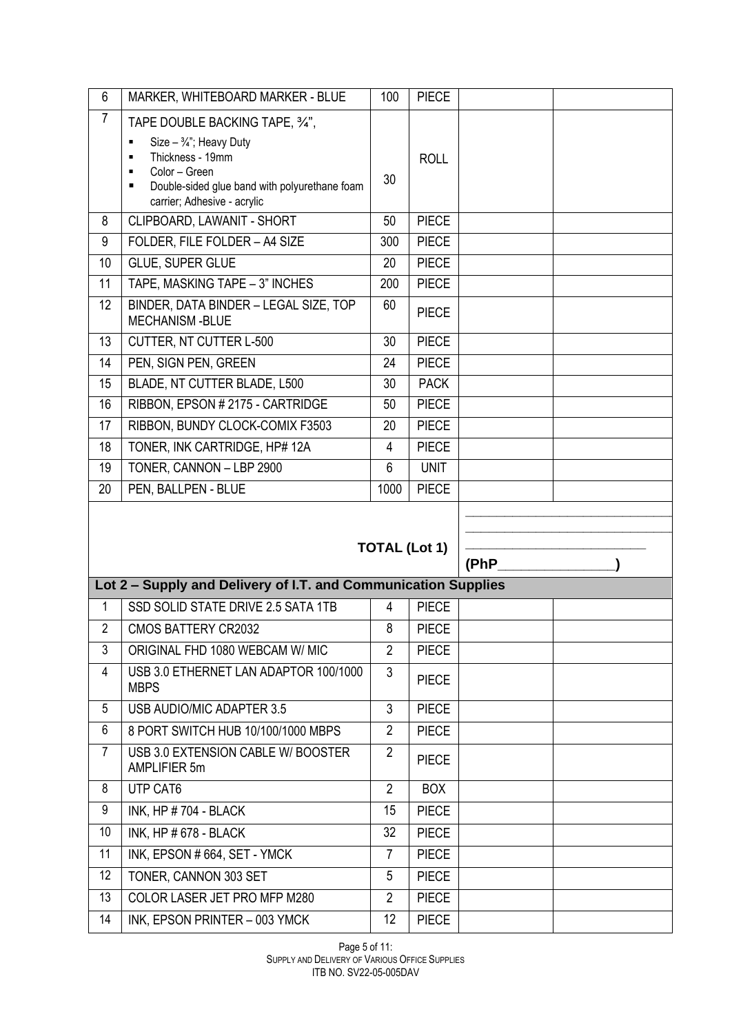| | | | | | |
|---|---|---|---|---|---|
| 6 | MARKER, WHITEBOARD MARKER - BLUE | 100 | PIECE | | |
| 7 | TAPE DOUBLE BACKING TAPE, ¾",<br>▪ Size – ¾"; Heavy Duty<br>▪ Thickness - 19mm<br>▪ Color – Green<br>▪ Double-sided glue band with polyurethane foam carrier; Adhesive - acrylic | 30 | ROLL | | |
| 8 | CLIPBOARD, LAWANIT - SHORT | 50 | PIECE | | |
| 9 | FOLDER, FILE FOLDER – A4 SIZE | 300 | PIECE | | |
| 10 | GLUE, SUPER GLUE | 20 | PIECE | | |
| 11 | TAPE, MASKING TAPE – 3" INCHES | 200 | PIECE | | |
| 12 | BINDER, DATA BINDER – LEGAL SIZE, TOP MECHANISM -BLUE | 60 | PIECE | | |
| 13 | CUTTER, NT CUTTER L-500 | 30 | PIECE | | |
| 14 | PEN, SIGN PEN, GREEN | 24 | PIECE | | |
| 15 | BLADE, NT CUTTER BLADE, L500 | 30 | PACK | | |
| 16 | RIBBON, EPSON # 2175 - CARTRIDGE | 50 | PIECE | | |
| 17 | RIBBON, BUNDY CLOCK-COMIX F3503 | 20 | PIECE | | |
| 18 | TONER, INK CARTRIDGE, HP# 12A | 4 | PIECE | | |
| 19 | TONER, CANNON – LBP 2900 | 6 | UNIT | | |
| 20 | PEN, BALLPEN - BLUE | 1000 | PIECE | | |
| | | | **TOTAL (Lot 1)** | ______________________<br>______________________<br>**(PhP_______________)** | |
| **Lot 2 – Supply and Delivery of I.T. and Communication Supplies** | | | | | |
| 1 | SSD SOLID STATE DRIVE 2.5 SATA 1TB | 4 | PIECE | | |
| 2 | CMOS BATTERY CR2032 | 8 | PIECE | | |
| 3 | ORIGINAL FHD 1080 WEBCAM W/ MIC | 2 | PIECE | | |
| 4 | USB 3.0 ETHERNET LAN ADAPTOR 100/1000 MBPS | 3 | PIECE | | |
| 5 | USB AUDIO/MIC ADAPTER 3.5 | 3 | PIECE | | |
| 6 | 8 PORT SWITCH HUB 10/100/1000 MBPS | 2 | PIECE | | |
| 7 | USB 3.0 EXTENSION CABLE W/ BOOSTER AMPLIFIER 5m | 2 | PIECE | | |
| 8 | UTP CAT6 | 2 | BOX | | |
| 9 | INK, HP # 704 - BLACK | 15 | PIECE | | |
| 10 | INK, HP # 678 - BLACK | 32 | PIECE | | |
| 11 | INK, EPSON # 664, SET - YMCK | 7 | PIECE | | |
| 12 | TONER, CANNON 303 SET | 5 | PIECE | | |
| 13 | COLOR LASER JET PRO MFP M280 | 2 | PIECE | | |
| 14 | INK, EPSON PRINTER – 003 YMCK | 12 | PIECE | | |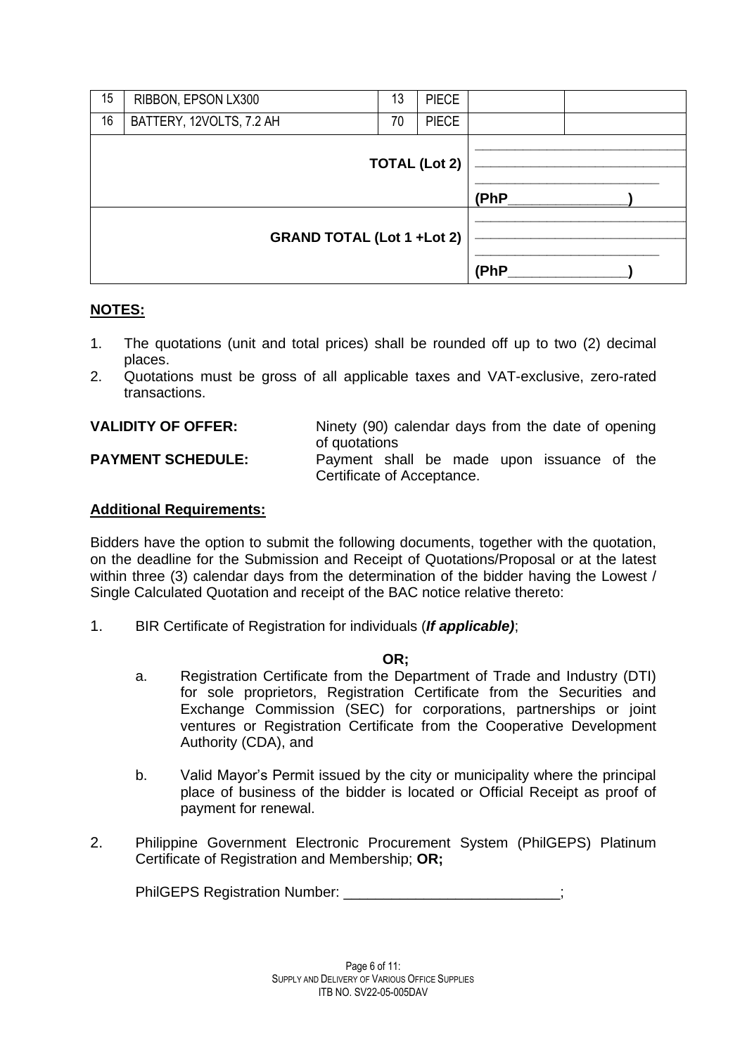| 15 | RIBBON, EPSON LX300 | 13 | PIECE | | |
|---|---|---|---|---|---|
| 16 | BATTERY, 12VOLTS, 7.2 AH | 70 | PIECE | | |
| | | | **TOTAL (Lot 2)** | ____________________________ ____________________________ ________________________ **(PhP_______________)** | |
| | | | **GRAND TOTAL (Lot 1 +Lot 2)** | ____________________________ ____________________________ ________________________ **(PhP_______________)** | |

**NOTES:**

1. The quotations (unit and total prices) shall be rounded off up to two (2) decimal places.
2. Quotations must be gross of all applicable taxes and VAT-exclusive, zero-rated transactions.

**VALIDITY OF OFFER:** Ninety (90) calendar days from the date of opening of quotations

**PAYMENT SCHEDULE:** Payment shall be made upon issuance of the Certificate of Acceptance.

**Additional Requirements:**

Bidders have the option to submit the following documents, together with the quotation, on the deadline for the Submission and Receipt of Quotations/Proposal or at the latest within three (3) calendar days from the determination of the bidder having the Lowest / Single Calculated Quotation and receipt of the BAC notice relative thereto:

1. BIR Certificate of Registration for individuals (***If applicable)***;

   **OR;**

   a. Registration Certificate from the Department of Trade and Industry (DTI) for sole proprietors, Registration Certificate from the Securities and Exchange Commission (SEC) for corporations, partnerships or joint ventures or Registration Certificate from the Cooperative Development Authority (CDA), and

   b. Valid Mayor's Permit issued by the city or municipality where the principal place of business of the bidder is located or Official Receipt as proof of payment for renewal.

2. Philippine Government Electronic Procurement System (PhilGEPS) Platinum Certificate of Registration and Membership; **OR;**

   PhilGEPS Registration Number: ___________________________;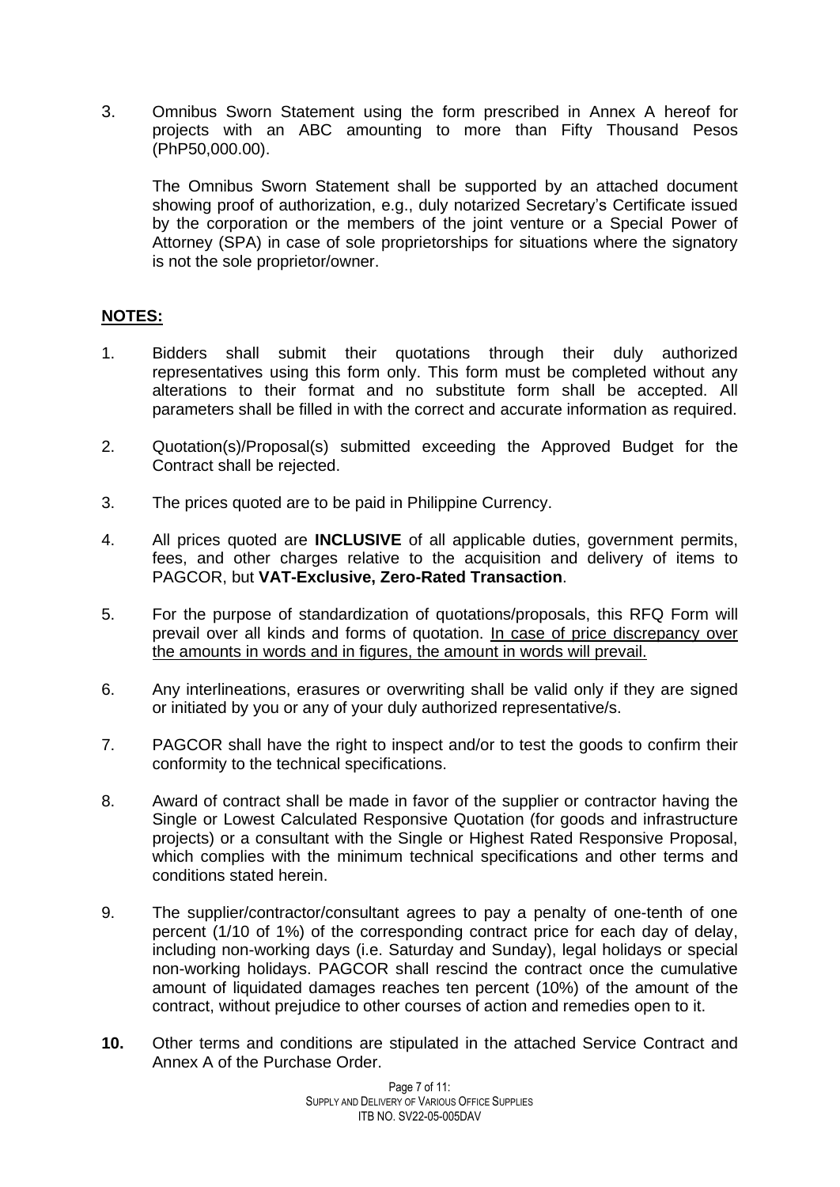3. Omnibus Sworn Statement using the form prescribed in Annex A hereof for projects with an ABC amounting to more than Fifty Thousand Pesos (PhP50,000.00).

   The Omnibus Sworn Statement shall be supported by an attached document showing proof of authorization, e.g., duly notarized Secretary's Certificate issued by the corporation or the members of the joint venture or a Special Power of Attorney (SPA) in case of sole proprietorships for situations where the signatory is not the sole proprietor/owner.

**NOTES:**

1. Bidders shall submit their quotations through their duly authorized representatives using this form only. This form must be completed without any alterations to their format and no substitute form shall be accepted. All parameters shall be filled in with the correct and accurate information as required.

2. Quotation(s)/Proposal(s) submitted exceeding the Approved Budget for the Contract shall be rejected.

3. The prices quoted are to be paid in Philippine Currency.

4. All prices quoted are **INCLUSIVE** of all applicable duties, government permits, fees, and other charges relative to the acquisition and delivery of items to PAGCOR, but **VAT-Exclusive, Zero-Rated Transaction**.

5. For the purpose of standardization of quotations/proposals, this RFQ Form will prevail over all kinds and forms of quotation. <u>In case of price discrepancy over the amounts in words and in figures, the amount in words will prevail.</u>

6. Any interlineations, erasures or overwriting shall be valid only if they are signed or initiated by you or any of your duly authorized representative/s.

7. PAGCOR shall have the right to inspect and/or to test the goods to confirm their conformity to the technical specifications.

8. Award of contract shall be made in favor of the supplier or contractor having the Single or Lowest Calculated Responsive Quotation (for goods and infrastructure projects) or a consultant with the Single or Highest Rated Responsive Proposal, which complies with the minimum technical specifications and other terms and conditions stated herein.

9. The supplier/contractor/consultant agrees to pay a penalty of one-tenth of one percent (1/10 of 1%) of the corresponding contract price for each day of delay, including non-working days (i.e. Saturday and Sunday), legal holidays or special non-working holidays. PAGCOR shall rescind the contract once the cumulative amount of liquidated damages reaches ten percent (10%) of the amount of the contract, without prejudice to other courses of action and remedies open to it.

**10.** Other terms and conditions are stipulated in the attached Service Contract and Annex A of the Purchase Order.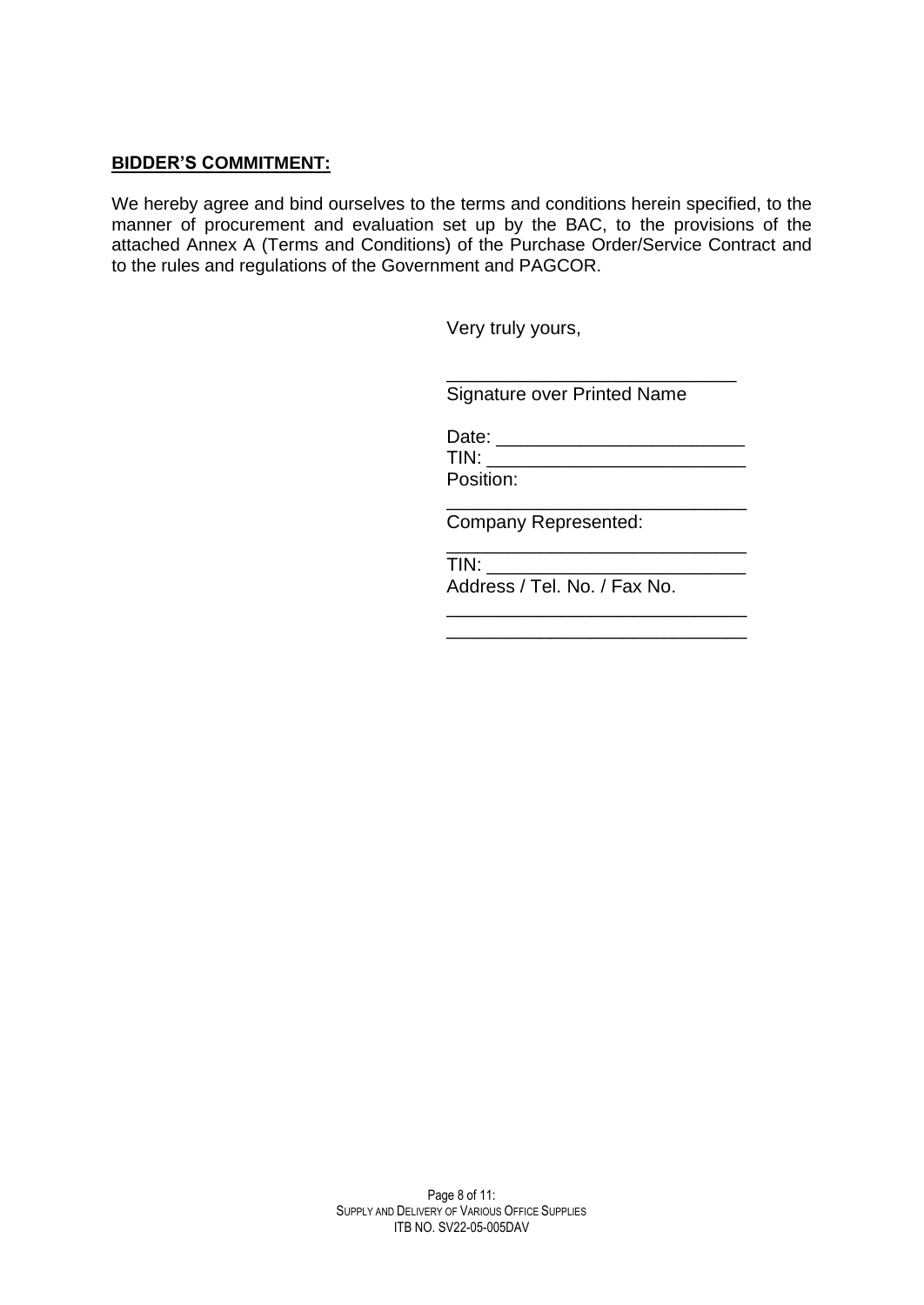**BIDDER'S COMMITMENT:**

We hereby agree and bind ourselves to the terms and conditions herein specified, to the manner of procurement and evaluation set up by the BAC, to the provisions of the attached Annex A (Terms and Conditions) of the Purchase Order/Service Contract and to the rules and regulations of the Government and PAGCOR.

Very truly yours,

____________________________
Signature over Printed Name

Date: ________________________
TIN: _________________________
Position:
_____________________________
Company Represented:
_____________________________
TIN: _________________________
Address / Tel. No. / Fax No.
_____________________________
_____________________________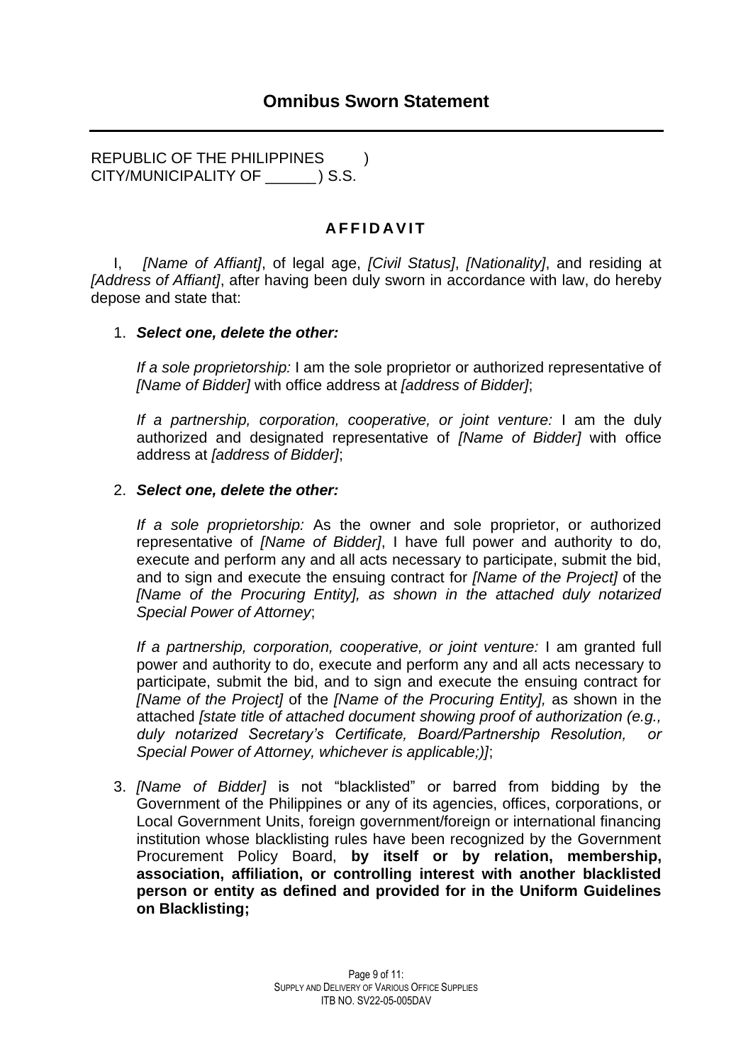# Omnibus Sworn Statement

REPUBLIC OF THE PHILIPPINES )
CITY/MUNICIPALITY OF ______ ) S.S.

**AFFIDAVIT**

I, *[Name of Affiant]*, of legal age, *[Civil Status]*, *[Nationality]*, and residing at *[Address of Affiant]*, after having been duly sworn in accordance with law, do hereby depose and state that:

1. ***Select one, delete the other:***

   *If a sole proprietorship:* I am the sole proprietor or authorized representative of *[Name of Bidder]* with office address at *[address of Bidder]*;

   *If a partnership, corporation, cooperative, or joint venture:* I am the duly authorized and designated representative of *[Name of Bidder]* with office address at *[address of Bidder]*;

2. ***Select one, delete the other:***

   *If a sole proprietorship:* As the owner and sole proprietor, or authorized representative of *[Name of Bidder]*, I have full power and authority to do, execute and perform any and all acts necessary to participate, submit the bid, and to sign and execute the ensuing contract for *[Name of the Project]* of the *[Name of the Procuring Entity], as shown in the attached duly notarized Special Power of Attorney*;

   *If a partnership, corporation, cooperative, or joint venture:* I am granted full power and authority to do, execute and perform any and all acts necessary to participate, submit the bid, and to sign and execute the ensuing contract for *[Name of the Project]* of the *[Name of the Procuring Entity],* as shown in the attached *[state title of attached document showing proof of authorization (e.g., duly notarized Secretary's Certificate, Board/Partnership Resolution, or Special Power of Attorney, whichever is applicable;)]*;

3. *[Name of Bidder]* is not "blacklisted" or barred from bidding by the Government of the Philippines or any of its agencies, offices, corporations, or Local Government Units, foreign government/foreign or international financing institution whose blacklisting rules have been recognized by the Government Procurement Policy Board, **by itself or by relation, membership, association, affiliation, or controlling interest with another blacklisted person or entity as defined and provided for in the Uniform Guidelines on Blacklisting;**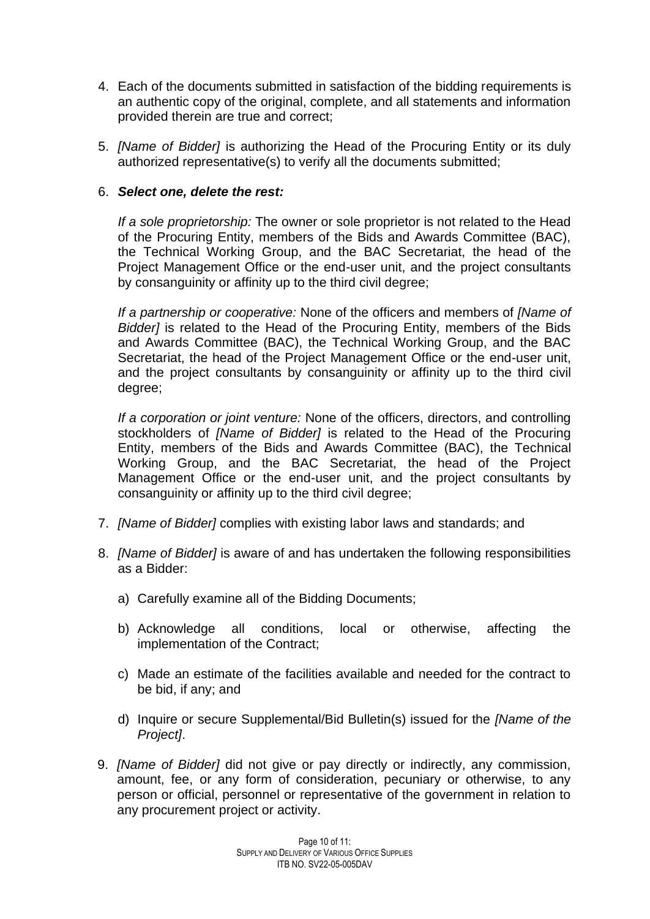4. Each of the documents submitted in satisfaction of the bidding requirements is an authentic copy of the original, complete, and all statements and information provided therein are true and correct;

5. *[Name of Bidder]* is authorizing the Head of the Procuring Entity or its duly authorized representative(s) to verify all the documents submitted;

6. ***Select one, delete the rest:***

   *If a sole proprietorship:* The owner or sole proprietor is not related to the Head of the Procuring Entity, members of the Bids and Awards Committee (BAC), the Technical Working Group, and the BAC Secretariat, the head of the Project Management Office or the end-user unit, and the project consultants by consanguinity or affinity up to the third civil degree;

   *If a partnership or cooperative:* None of the officers and members of *[Name of Bidder]* is related to the Head of the Procuring Entity, members of the Bids and Awards Committee (BAC), the Technical Working Group, and the BAC Secretariat, the head of the Project Management Office or the end-user unit, and the project consultants by consanguinity or affinity up to the third civil degree;

   *If a corporation or joint venture:* None of the officers, directors, and controlling stockholders of *[Name of Bidder]* is related to the Head of the Procuring Entity, members of the Bids and Awards Committee (BAC), the Technical Working Group, and the BAC Secretariat, the head of the Project Management Office or the end-user unit, and the project consultants by consanguinity or affinity up to the third civil degree;

7. *[Name of Bidder]* complies with existing labor laws and standards; and

8. *[Name of Bidder]* is aware of and has undertaken the following responsibilities as a Bidder:

   a) Carefully examine all of the Bidding Documents;

   b) Acknowledge all conditions, local or otherwise, affecting the implementation of the Contract;

   c) Made an estimate of the facilities available and needed for the contract to be bid, if any; and

   d) Inquire or secure Supplemental/Bid Bulletin(s) issued for the *[Name of the Project]*.

9. *[Name of Bidder]* did not give or pay directly or indirectly, any commission, amount, fee, or any form of consideration, pecuniary or otherwise, to any person or official, personnel or representative of the government in relation to any procurement project or activity.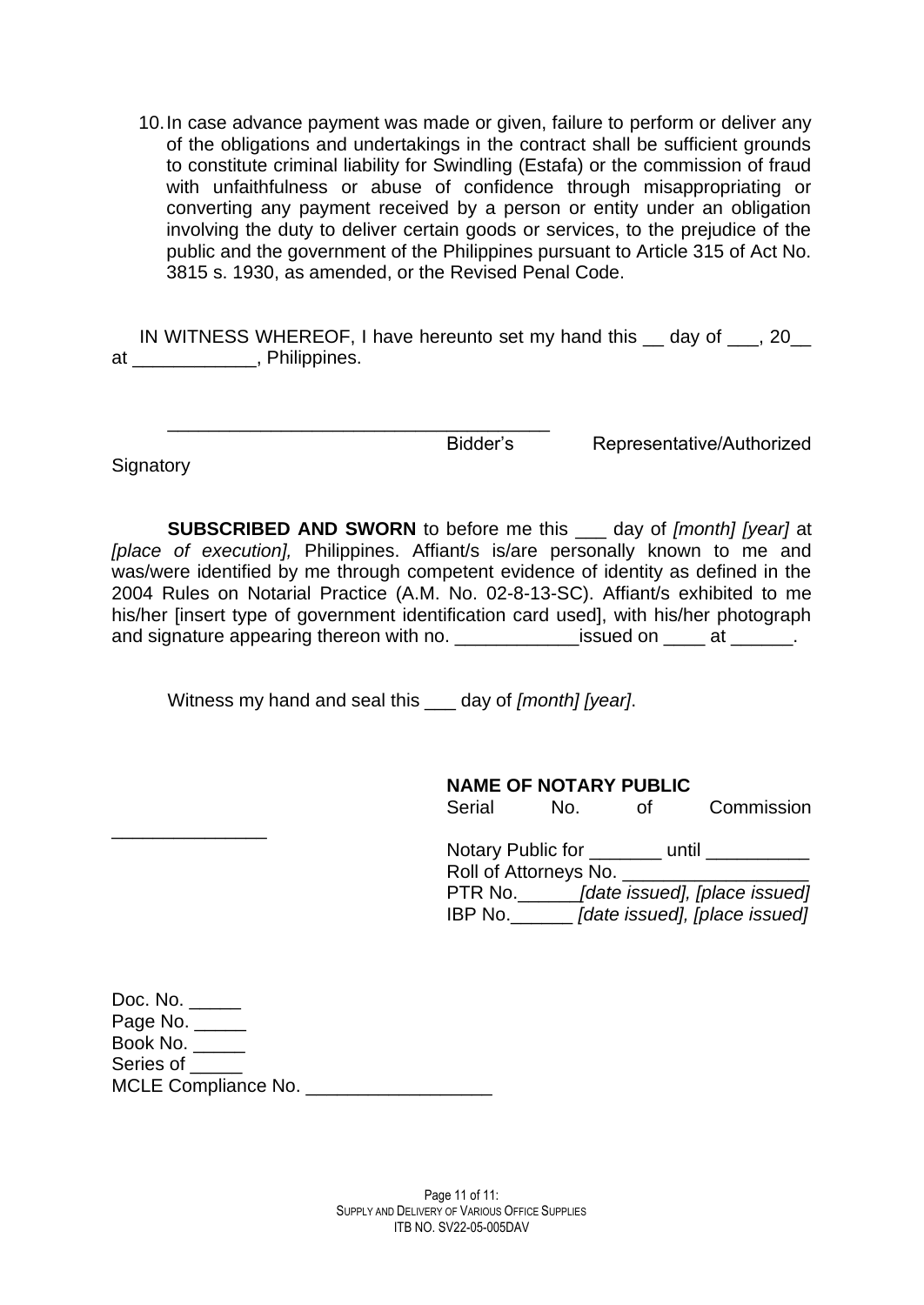10. In case advance payment was made or given, failure to perform or deliver any of the obligations and undertakings in the contract shall be sufficient grounds to constitute criminal liability for Swindling (Estafa) or the commission of fraud with unfaithfulness or abuse of confidence through misappropriating or converting any payment received by a person or entity under an obligation involving the duty to deliver certain goods or services, to the prejudice of the public and the government of the Philippines pursuant to Article 315 of Act No. 3815 s. 1930, as amended, or the Revised Penal Code.

IN WITNESS WHEREOF, I have hereunto set my hand this __ day of ___, 20__ at ____________, Philippines.

_____________________________________
Bidder's Representative/Authorized Signatory

**SUBSCRIBED AND SWORN** to before me this ___ day of *[month] [year]* at *[place of execution],* Philippines. Affiant/s is/are personally known to me and was/were identified by me through competent evidence of identity as defined in the 2004 Rules on Notarial Practice (A.M. No. 02-8-13-SC). Affiant/s exhibited to me his/her [insert type of government identification card used], with his/her photograph and signature appearing thereon with no. ____________issued on ____ at ______.

Witness my hand and seal this ___ day of *[month] [year]*.

**NAME OF NOTARY PUBLIC**
Serial No. of Commission _______________
Notary Public for _______ until __________
Roll of Attorneys No. __________________
PTR No.______*[date issued], [place issued]*
IBP No.______ *[date issued], [place issued]*

Doc. No. _____
Page No. _____
Book No. _____
Series of _____
MCLE Compliance No. __________________